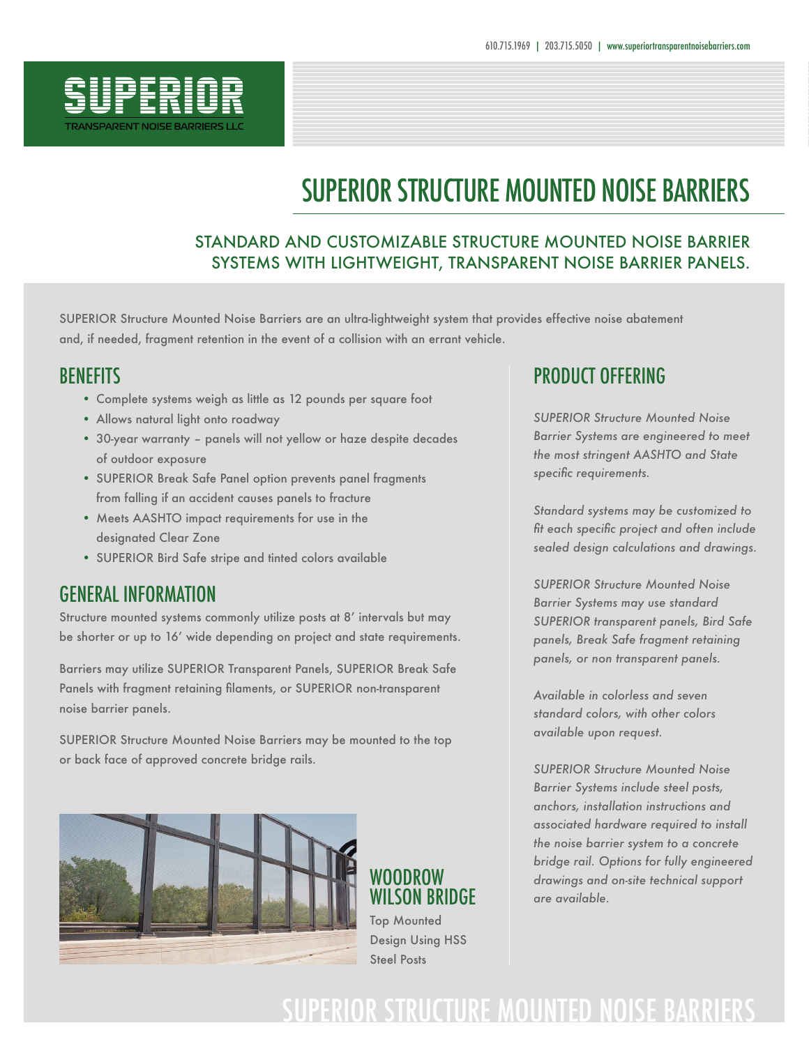610.715.1969 | 203.715.5050 | www.superiortransparentnoisebarriers.com

SUPERIOR
TRANSPARENT NOISE BARRIERS LLC

# SUPERIOR STRUCTURE MOUNTED NOISE BARRIERS

## STANDARD AND CUSTOMIZABLE STRUCTURE MOUNTED NOISE BARRIER SYSTEMS WITH LIGHTWEIGHT, TRANSPARENT NOISE BARRIER PANELS.

SUPERIOR Structure Mounted Noise Barriers are an ultra-lightweight system that provides effective noise abatement and, if needed, fragment retention in the event of a collision with an errant vehicle.

## BENEFITS

- Complete systems weigh as little as 12 pounds per square foot
- Allows natural light onto roadway
- 30-year warranty – panels will not yellow or haze despite decades of outdoor exposure
- SUPERIOR Break Safe Panel option prevents panel fragments from falling if an accident causes panels to fracture
- Meets AASHTO impact requirements for use in the designated Clear Zone
- SUPERIOR Bird Safe stripe and tinted colors available

## GENERAL INFORMATION

Structure mounted systems commonly utilize posts at 8′ intervals but may be shorter or up to 16′ wide depending on project and state requirements.

Barriers may utilize SUPERIOR Transparent Panels, SUPERIOR Break Safe Panels with fragment retaining filaments, or SUPERIOR non-transparent noise barrier panels.

SUPERIOR Structure Mounted Noise Barriers may be mounted to the top or back face of approved concrete bridge rails.

### WOODROW WILSON BRIDGE

Top Mounted Design Using HSS Steel Posts

## PRODUCT OFFERING

*SUPERIOR Structure Mounted Noise Barrier Systems are engineered to meet the most stringent AASHTO and State specific requirements.*

*Standard systems may be customized to fit each specific project and often include sealed design calculations and drawings.*

*SUPERIOR Structure Mounted Noise Barrier Systems may use standard SUPERIOR transparent panels, Bird Safe panels, Break Safe fragment retaining panels, or non transparent panels.*

*Available in colorless and seven standard colors, with other colors available upon request.*

*SUPERIOR Structure Mounted Noise Barrier Systems include steel posts, anchors, installation instructions and associated hardware required to install the noise barrier system to a concrete bridge rail. Options for fully engineered drawings and on-site technical support are available.*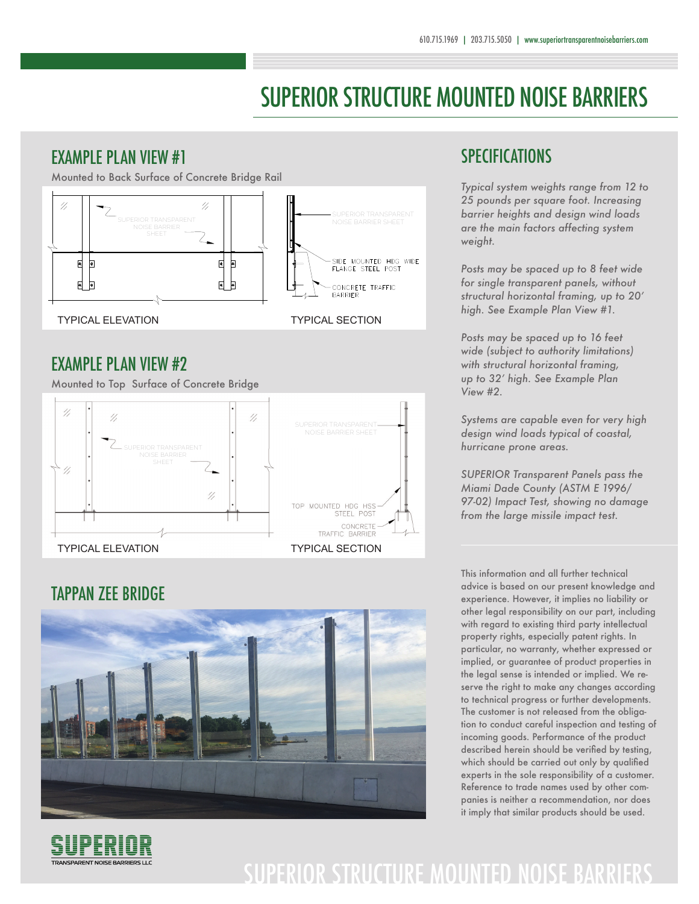610.715.1969 | 203.715.5050 | www.superiortransparentnoisebarriers.com

# SUPERIOR STRUCTURE MOUNTED NOISE BARRIERS

## EXAMPLE PLAN VIEW #1

Mounted to Back Surface of Concrete Bridge Rail

SUPERIOR TRANSPARENT NOISE BARRIER SHEET

TYPICAL ELEVATION

SUPERIOR TRANSPARENT NOISE BARRIER SHEET

SIDE MOUNTED HDG WIDE FLANGE STEEL POST

CONCRETE TRAFFIC BARRIER

TYPICAL SECTION

## EXAMPLE PLAN VIEW #2

Mounted to Top Surface of Concrete Bridge

SUPERIOR TRANSPARENT NOISE BARRIER SHEET

TYPICAL ELEVATION

SUPERIOR TRANSPARENT NOISE BARRIER SHEET

TOP MOUNTED HDG HSS STEEL POST

CONCRETE TRAFFIC BARRIER

TYPICAL SECTION

## TAPPAN ZEE BRIDGE

## SPECIFICATIONS

*Typical system weights range from 12 to 25 pounds per square foot. Increasing barrier heights and design wind loads are the main factors affecting system weight.*

*Posts may be spaced up to 8 feet wide for single transparent panels, without structural horizontal framing, up to 20' high. See Example Plan View #1.*

*Posts may be spaced up to 16 feet wide (subject to authority limitations) with structural horizontal framing, up to 32' high. See Example Plan View #2.*

*Systems are capable even for very high design wind loads typical of coastal, hurricane prone areas.*

*SUPERIOR Transparent Panels pass the Miami Dade County (ASTM E 1996/ 97-02) Impact Test, showing no damage from the large missile impact test.*

This information and all further technical advice is based on our present knowledge and experience. However, it implies no liability or other legal responsibility on our part, including with regard to existing third party intellectual property rights, especially patent rights. In particular, no warranty, whether expressed or implied, or guarantee of product properties in the legal sense is intended or implied. We reserve the right to make any changes according to technical progress or further developments. The customer is not released from the obligation to conduct careful inspection and testing of incoming goods. Performance of the product described herein should be verified by testing, which should be carried out only by qualified experts in the sole responsibility of a customer. Reference to trade names used by other companies is neither a recommendation, nor does it imply that similar products should be used.

SUPERIOR TRANSPARENT NOISE BARRIERS LLC

SUPERIOR STRUCTURE MOUNTED NOISE BARRIERS